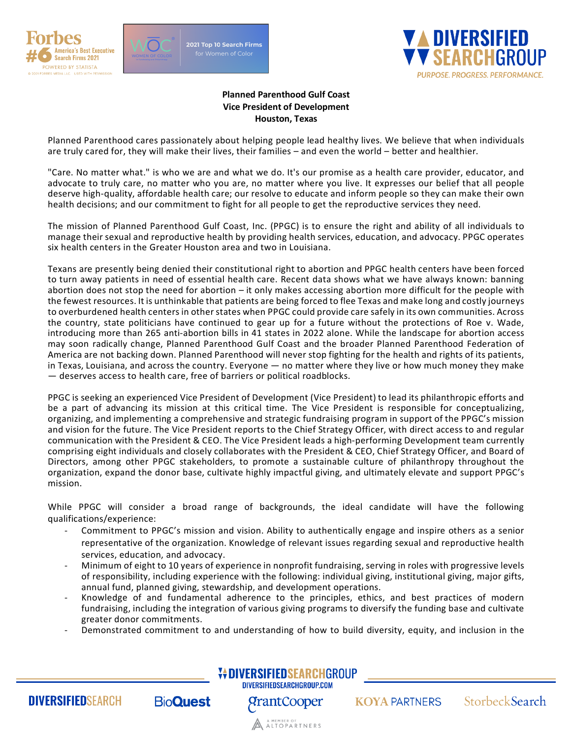**Planned Parenthood Gulf Coast**
**Vice President of Development**
**Houston, Texas**

Planned Parenthood cares passionately about helping people lead healthy lives. We believe that when individuals are truly cared for, they will make their lives, their families – and even the world – better and healthier.

"Care. No matter what." is who we are and what we do. It's our promise as a health care provider, educator, and advocate to truly care, no matter who you are, no matter where you live. It expresses our belief that all people deserve high-quality, affordable health care; our resolve to educate and inform people so they can make their own health decisions; and our commitment to fight for all people to get the reproductive services they need.

The mission of Planned Parenthood Gulf Coast, Inc. (PPGC) is to ensure the right and ability of all individuals to manage their sexual and reproductive health by providing health services, education, and advocacy. PPGC operates six health centers in the Greater Houston area and two in Louisiana.

Texans are presently being denied their constitutional right to abortion and PPGC health centers have been forced to turn away patients in need of essential health care. Recent data shows what we have always known: banning abortion does not stop the need for abortion – it only makes accessing abortion more difficult for the people with the fewest resources. It is unthinkable that patients are being forced to flee Texas and make long and costly journeys to overburdened health centers in other states when PPGC could provide care safely in its own communities. Across the country, state politicians have continued to gear up for a future without the protections of Roe v. Wade, introducing more than 265 anti-abortion bills in 41 states in 2022 alone. While the landscape for abortion access may soon radically change, Planned Parenthood Gulf Coast and the broader Planned Parenthood Federation of America are not backing down. Planned Parenthood will never stop fighting for the health and rights of its patients, in Texas, Louisiana, and across the country. Everyone — no matter where they live or how much money they make — deserves access to health care, free of barriers or political roadblocks.

PPGC is seeking an experienced Vice President of Development (Vice President) to lead its philanthropic efforts and be a part of advancing its mission at this critical time. The Vice President is responsible for conceptualizing, organizing, and implementing a comprehensive and strategic fundraising program in support of the PPGC's mission and vision for the future. The Vice President reports to the Chief Strategy Officer, with direct access to and regular communication with the President & CEO. The Vice President leads a high-performing Development team currently comprising eight individuals and closely collaborates with the President & CEO, Chief Strategy Officer, and Board of Directors, among other PPGC stakeholders, to promote a sustainable culture of philanthropy throughout the organization, expand the donor base, cultivate highly impactful giving, and ultimately elevate and support PPGC's mission.

While PPGC will consider a broad range of backgrounds, the ideal candidate will have the following qualifications/experience:

- Commitment to PPGC's mission and vision. Ability to authentically engage and inspire others as a senior representative of the organization. Knowledge of relevant issues regarding sexual and reproductive health services, education, and advocacy.
- Minimum of eight to 10 years of experience in nonprofit fundraising, serving in roles with progressive levels of responsibility, including experience with the following: individual giving, institutional giving, major gifts, annual fund, planned giving, stewardship, and development operations.
- Knowledge of and fundamental adherence to the principles, ethics, and best practices of modern fundraising, including the integration of various giving programs to diversify the funding base and cultivate greater donor commitments.
- Demonstrated commitment to and understanding of how to build diversity, equity, and inclusion in the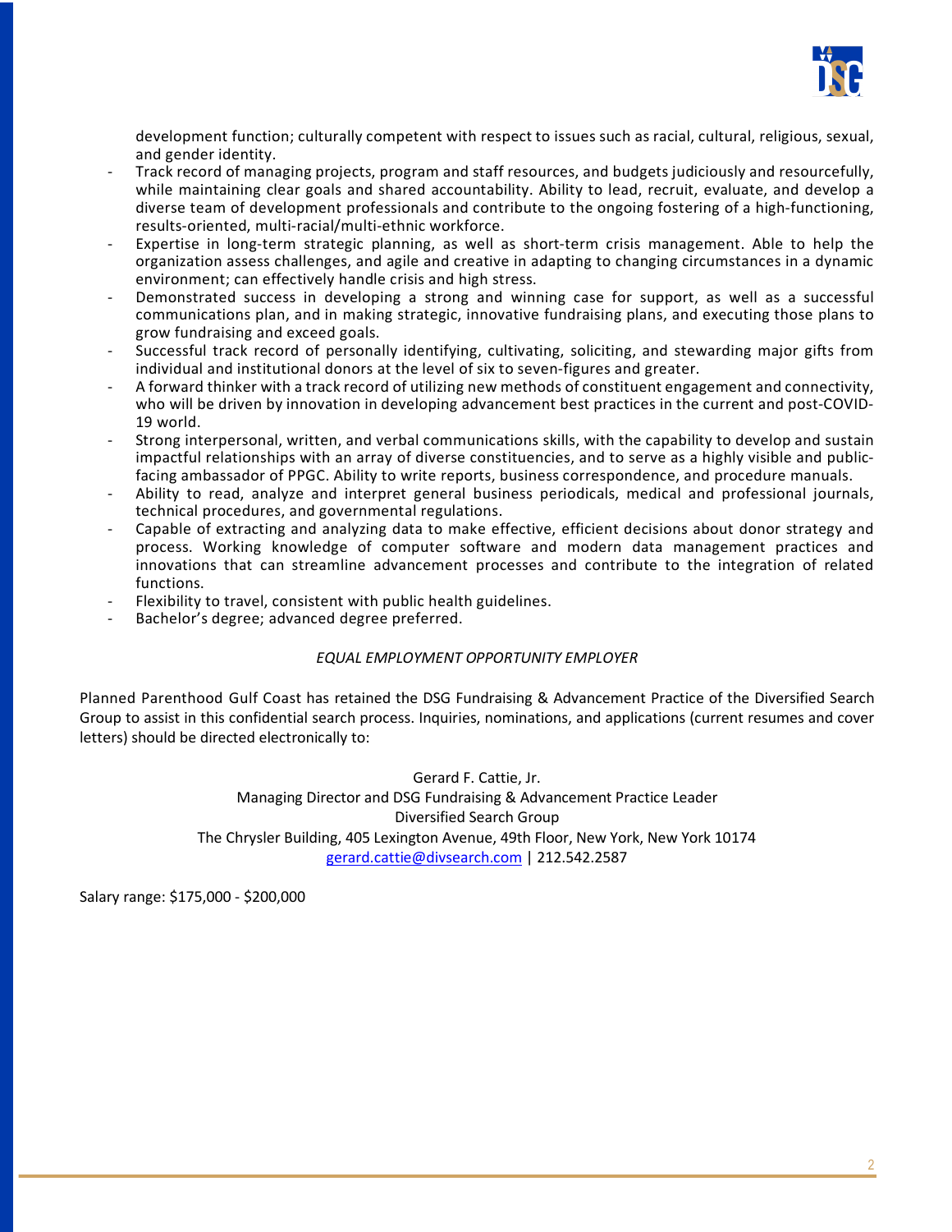development function; culturally competent with respect to issues such as racial, cultural, religious, sexual, and gender identity.

- Track record of managing projects, program and staff resources, and budgets judiciously and resourcefully, while maintaining clear goals and shared accountability. Ability to lead, recruit, evaluate, and develop a diverse team of development professionals and contribute to the ongoing fostering of a high-functioning, results-oriented, multi-racial/multi-ethnic workforce.
- Expertise in long-term strategic planning, as well as short-term crisis management. Able to help the organization assess challenges, and agile and creative in adapting to changing circumstances in a dynamic environment; can effectively handle crisis and high stress.
- Demonstrated success in developing a strong and winning case for support, as well as a successful communications plan, and in making strategic, innovative fundraising plans, and executing those plans to grow fundraising and exceed goals.
- Successful track record of personally identifying, cultivating, soliciting, and stewarding major gifts from individual and institutional donors at the level of six to seven-figures and greater.
- A forward thinker with a track record of utilizing new methods of constituent engagement and connectivity, who will be driven by innovation in developing advancement best practices in the current and post-COVID-19 world.
- Strong interpersonal, written, and verbal communications skills, with the capability to develop and sustain impactful relationships with an array of diverse constituencies, and to serve as a highly visible and public-facing ambassador of PPGC. Ability to write reports, business correspondence, and procedure manuals.
- Ability to read, analyze and interpret general business periodicals, medical and professional journals, technical procedures, and governmental regulations.
- Capable of extracting and analyzing data to make effective, efficient decisions about donor strategy and process. Working knowledge of computer software and modern data management practices and innovations that can streamline advancement processes and contribute to the integration of related functions.
- Flexibility to travel, consistent with public health guidelines.
- Bachelor's degree; advanced degree preferred.

*EQUAL EMPLOYMENT OPPORTUNITY EMPLOYER*

Planned Parenthood Gulf Coast has retained the DSG Fundraising & Advancement Practice of the Diversified Search Group to assist in this confidential search process. Inquiries, nominations, and applications (current resumes and cover letters) should be directed electronically to:

Gerard F. Cattie, Jr.
Managing Director and DSG Fundraising & Advancement Practice Leader
Diversified Search Group
The Chrysler Building, 405 Lexington Avenue, 49th Floor, New York, New York 10174
gerard.cattie@divsearch.com | 212.542.2587

Salary range: $175,000 - $200,000